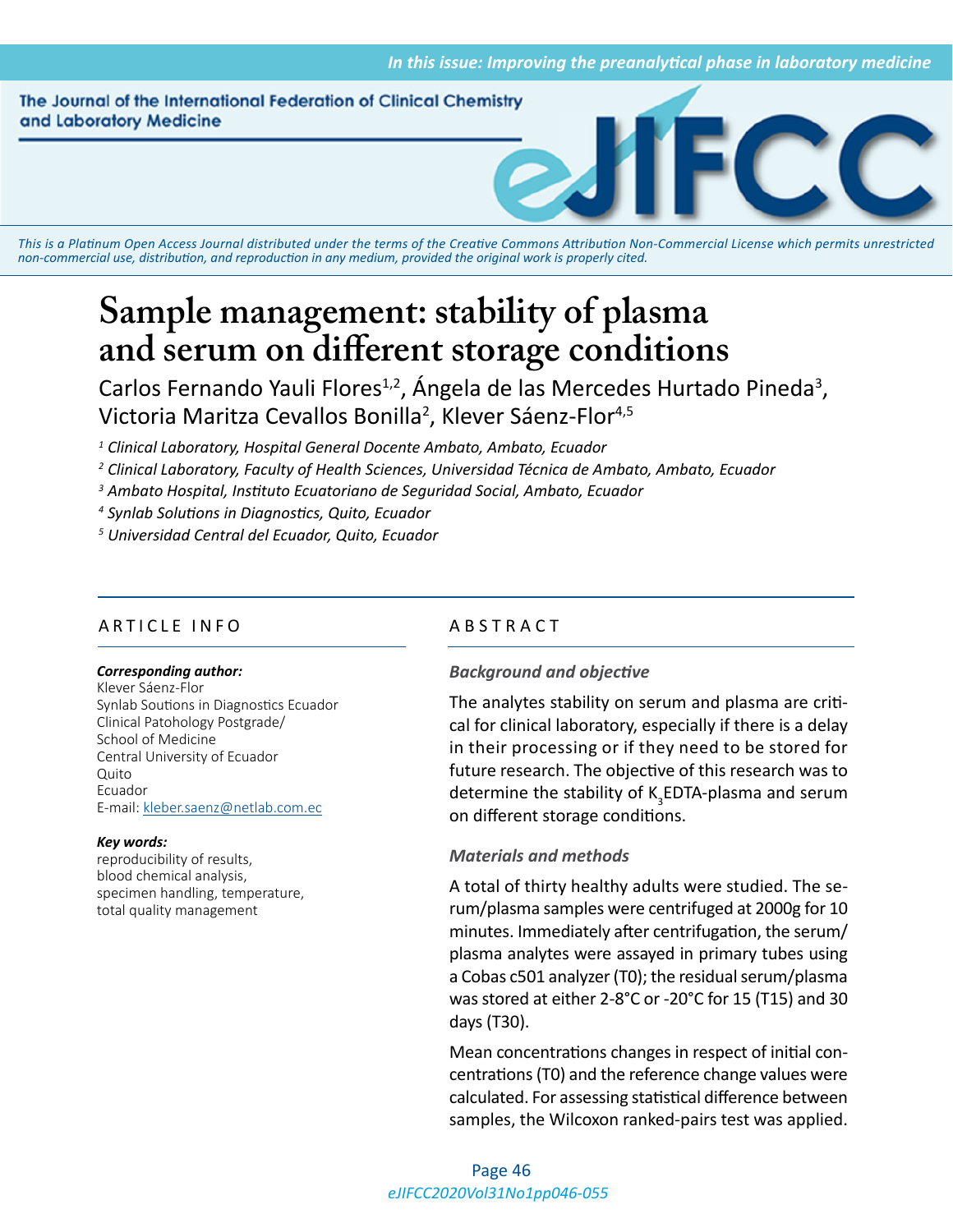# Sample management: stability of plasma and serum on different storage conditions

Carlos Fernando Yauli Flores[1,2], Ángela de las Mercedes Hurtado Pineda[3], Victoria Maritza Cevallos Bonilla[2], Klever Sáenz-Flor[4,5]

[1] *Clinical Laboratory, Hospital General Docente Ambato, Ambato, Ecuador*

[2] *Clinical Laboratory, Faculty of Health Sciences, Universidad Técnica de Ambato, Ambato, Ecuador*

[3] *Ambato Hospital, Instituto Ecuatoriano de Seguridad Social, Ambato, Ecuador*

[4] *Synlab Solutions in Diagnostics, Quito, Ecuador*

[5] *Universidad Central del Ecuador, Quito, Ecuador*

## ARTICLE INFO

***Corresponding author:***
Klever Sáenz-Flor
Synlab Soutions in Diagnostics Ecuador
Clinical Patohology Postgrade/
School of Medicine
Central University of Ecuador
Quito
Ecuador
E-mail: kleber.saenz@netlab.com.ec

***Key words:***
reproducibility of results,
blood chemical analysis,
specimen handling, temperature,
total quality management

## ABSTRACT

### *Background and objective*

The analytes stability on serum and plasma are critical for clinical laboratory, especially if there is a delay in their processing or if they need to be stored for future research. The objective of this research was to determine the stability of $K_3$EDTA-plasma and serum on different storage conditions.

### *Materials and methods*

A total of thirty healthy adults were studied. The serum/plasma samples were centrifuged at 2000g for 10 minutes. Immediately after centrifugation, the serum/plasma analytes were assayed in primary tubes using a Cobas c501 analyzer (T0); the residual serum/plasma was stored at either 2-8°C or -20°C for 15 (T15) and 30 days (T30).

Mean concentrations changes in respect of initial concentrations (T0) and the reference change values were calculated. For assessing statistical difference between samples, the Wilcoxon ranked-pairs test was applied.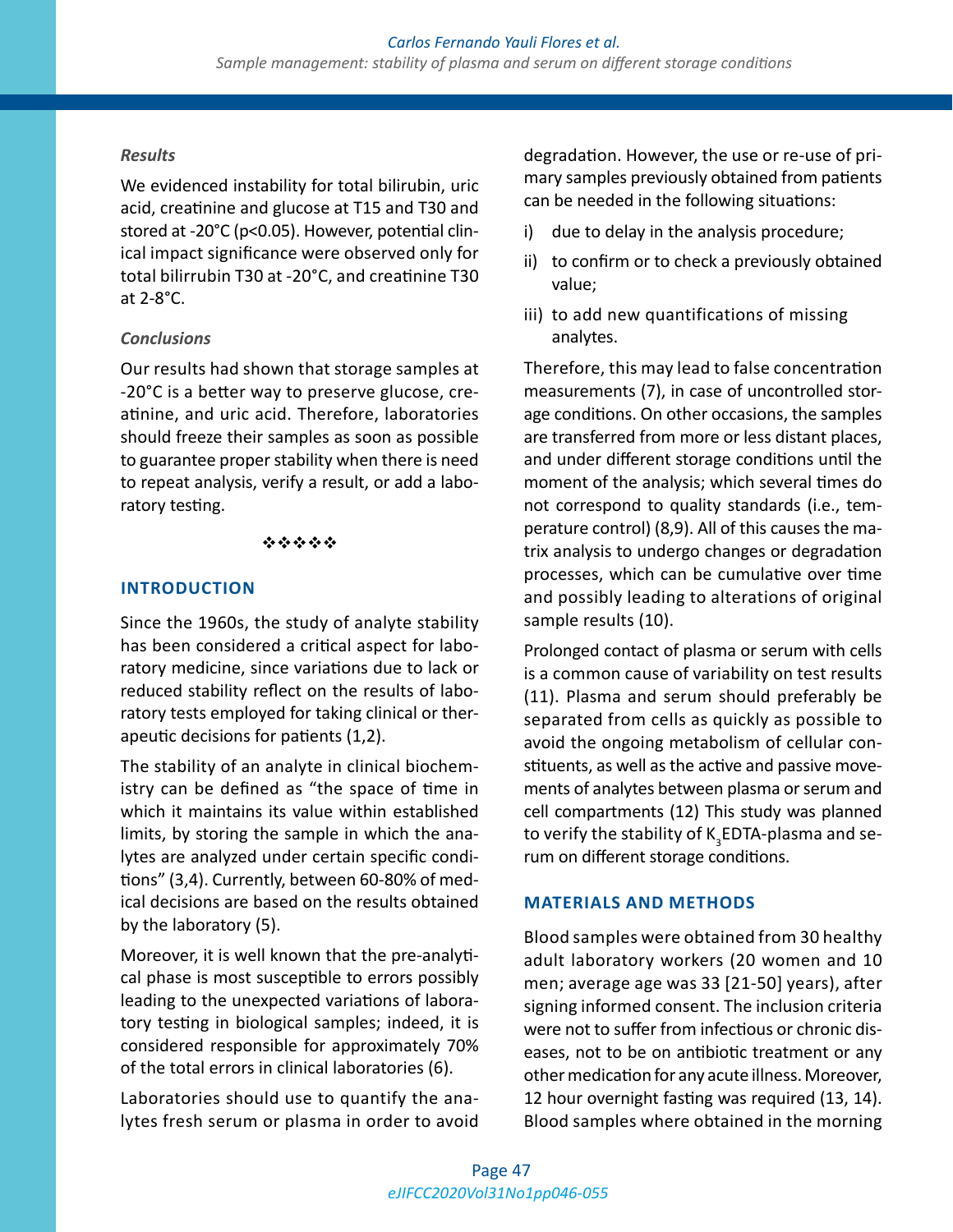*Results*

We evidenced instability for total bilirubin, uric acid, creatinine and glucose at T15 and T30 and stored at -20°C ($p<0.05$). However, potential clinical impact significance were observed only for total bilirrubin T30 at -20°C, and creatinine T30 at 2-8°C.

*Conclusions*

Our results had shown that storage samples at -20°C is a better way to preserve glucose, creatinine, and uric acid. Therefore, laboratories should freeze their samples as soon as possible to guarantee proper stability when there is need to repeat analysis, verify a result, or add a laboratory testing.

❖❖❖❖❖

## INTRODUCTION

Since the 1960s, the study of analyte stability has been considered a critical aspect for laboratory medicine, since variations due to lack or reduced stability reflect on the results of laboratory tests employed for taking clinical or therapeutic decisions for patients (1,2).

The stability of an analyte in clinical biochemistry can be defined as "the space of time in which it maintains its value within established limits, by storing the sample in which the analytes are analyzed under certain specific conditions" (3,4). Currently, between 60-80% of medical decisions are based on the results obtained by the laboratory (5).

Moreover, it is well known that the pre-analytical phase is most susceptible to errors possibly leading to the unexpected variations of laboratory testing in biological samples; indeed, it is considered responsible for approximately 70% of the total errors in clinical laboratories (6).

Laboratories should use to quantify the analytes fresh serum or plasma in order to avoid degradation. However, the use or re-use of primary samples previously obtained from patients can be needed in the following situations:

i) due to delay in the analysis procedure;
ii) to confirm or to check a previously obtained value;
iii) to add new quantifications of missing analytes.

Therefore, this may lead to false concentration measurements (7), in case of uncontrolled storage conditions. On other occasions, the samples are transferred from more or less distant places, and under different storage conditions until the moment of the analysis; which several times do not correspond to quality standards (i.e., temperature control) (8,9). All of this causes the matrix analysis to undergo changes or degradation processes, which can be cumulative over time and possibly leading to alterations of original sample results (10).

Prolonged contact of plasma or serum with cells is a common cause of variability on test results (11). Plasma and serum should preferably be separated from cells as quickly as possible to avoid the ongoing metabolism of cellular constituents, as well as the active and passive movements of analytes between plasma or serum and cell compartments (12) This study was planned to verify the stability of $K_3$EDTA-plasma and serum on different storage conditions.

## MATERIALS AND METHODS

Blood samples were obtained from 30 healthy adult laboratory workers (20 women and 10 men; average age was 33 [21-50] years), after signing informed consent. The inclusion criteria were not to suffer from infectious or chronic diseases, not to be on antibiotic treatment or any other medication for any acute illness. Moreover, 12 hour overnight fasting was required (13, 14). Blood samples where obtained in the morning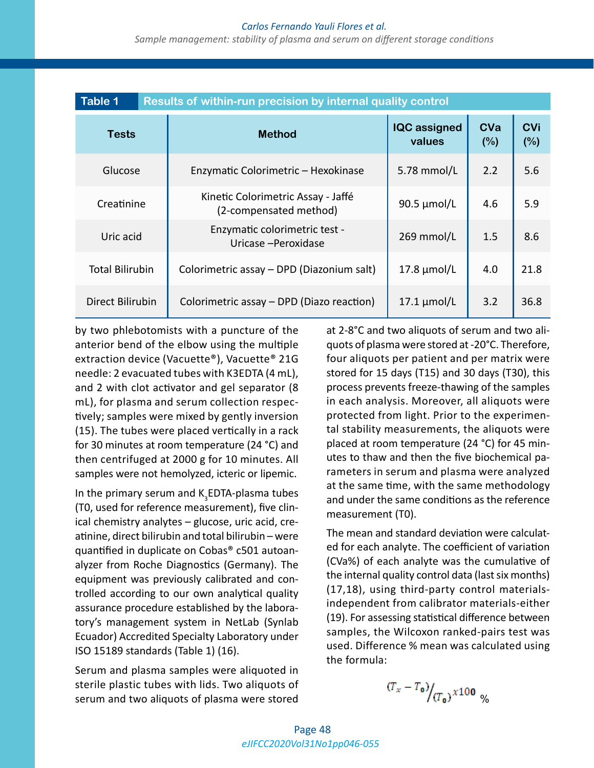**Table 1** Results of within-run precision by internal quality control

| Tests | Method | IQC assigned values | CVa (%) | CVi (%) |
|---|---|---|---|---|
| Glucose | Enzymatic Colorimetric – Hexokinase | 5.78 mmol/L | 2.2 | 5.6 |
| Creatinine | Kinetic Colorimetric Assay - Jaffé (2-compensated method) | 90.5 µmol/L | 4.6 | 5.9 |
| Uric acid | Enzymatic colorimetric test - Uricase –Peroxidase | 269 mmol/L | 1.5 | 8.6 |
| Total Bilirubin | Colorimetric assay – DPD (Diazonium salt) | 17.8 µmol/L | 4.0 | 21.8 |
| Direct Bilirubin | Colorimetric assay – DPD (Diazo reaction) | 17.1 µmol/L | 3.2 | 36.8 |

by two phlebotomists with a puncture of the anterior bend of the elbow using the multiple extraction device (Vacuette®), Vacuette® 21G needle: 2 evacuated tubes with K3EDTA (4 mL), and 2 with clot activator and gel separator (8 mL), for plasma and serum collection respectively; samples were mixed by gently inversion (15). The tubes were placed vertically in a rack for 30 minutes at room temperature (24 °C) and then centrifuged at 2000 g for 10 minutes. All samples were not hemolyzed, icteric or lipemic.

In the primary serum and $K_3$EDTA-plasma tubes (T0, used for reference measurement), five clinical chemistry analytes – glucose, uric acid, creatinine, direct bilirubin and total bilirubin – were quantified in duplicate on Cobas® c501 autoanalyzer from Roche Diagnostics (Germany). The equipment was previously calibrated and controlled according to our own analytical quality assurance procedure established by the laboratory's management system in NetLab (Synlab Ecuador) Accredited Specialty Laboratory under ISO 15189 standards (Table 1) (16).

Serum and plasma samples were aliquoted in sterile plastic tubes with lids. Two aliquots of serum and two aliquots of plasma were stored at 2-8°C and two aliquots of serum and two aliquots of plasma were stored at -20°C. Therefore, four aliquots per patient and per matrix were stored for 15 days (T15) and 30 days (T30), this process prevents freeze-thawing of the samples in each analysis. Moreover, all aliquots were protected from light. Prior to the experimental stability measurements, the aliquots were placed at room temperature (24 °C) for 45 minutes to thaw and then the five biochemical parameters in serum and plasma were analyzed at the same time, with the same methodology and under the same conditions as the reference measurement (T0).

The mean and standard deviation were calculated for each analyte. The coefficient of variation (CVa%) of each analyte was the cumulative of the internal quality control data (last six months) (17,18), using third-party control materials-independent from calibrator materials-either (19). For assessing statistical difference between samples, the Wilcoxon ranked-pairs test was used. Difference % mean was calculated using the formula:

$$(T_x - T_0)/(T_0) x100 \%$$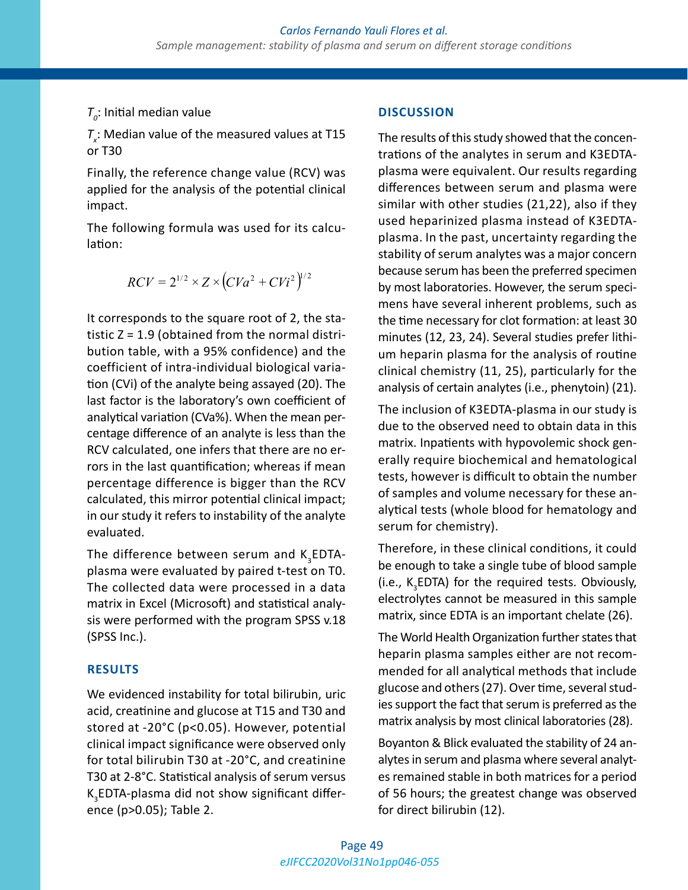$T_0$: Initial median value

$T_x$: Median value of the measured values at T15 or T30

Finally, the reference change value (RCV) was applied for the analysis of the potential clinical impact.

The following formula was used for its calculation:

$$RCV = 2^{1/2} \times Z \times \left(CVa^2 + CVi^2\right)^{1/2}$$

It corresponds to the square root of 2, the statistic Z = 1.9 (obtained from the normal distribution table, with a 95% confidence) and the coefficient of intra-individual biological variation (CVi) of the analyte being assayed (20). The last factor is the laboratory's own coefficient of analytical variation (CVa%). When the mean percentage difference of an analyte is less than the RCV calculated, one infers that there are no errors in the last quantification; whereas if mean percentage difference is bigger than the RCV calculated, this mirror potential clinical impact; in our study it refers to instability of the analyte evaluated.

The difference between serum and $K_3$EDTA-plasma were evaluated by paired t-test on T0. The collected data were processed in a data matrix in Excel (Microsoft) and statistical analysis were performed with the program SPSS v.18 (SPSS Inc.).

## RESULTS

We evidenced instability for total bilirubin, uric acid, creatinine and glucose at T15 and T30 and stored at -20°C ($p<0.05$). However, potential clinical impact significance were observed only for total bilirubin T30 at -20°C, and creatinine T30 at 2-8°C. Statistical analysis of serum versus $K_3$EDTA-plasma did not show significant difference ($p>0.05$); Table 2.

## DISCUSSION

The results of this study showed that the concentrations of the analytes in serum and K3EDTA-plasma were equivalent. Our results regarding differences between serum and plasma were similar with other studies (21,22), also if they used heparinized plasma instead of K3EDTA-plasma. In the past, uncertainty regarding the stability of serum analytes was a major concern because serum has been the preferred specimen by most laboratories. However, the serum specimens have several inherent problems, such as the time necessary for clot formation: at least 30 minutes (12, 23, 24). Several studies prefer lithium heparin plasma for the analysis of routine clinical chemistry (11, 25), particularly for the analysis of certain analytes (i.e., phenytoin) (21).

The inclusion of K3EDTA-plasma in our study is due to the observed need to obtain data in this matrix. Inpatients with hypovolemic shock generally require biochemical and hematological tests, however is difficult to obtain the number of samples and volume necessary for these analytical tests (whole blood for hematology and serum for chemistry).

Therefore, in these clinical conditions, it could be enough to take a single tube of blood sample (i.e., $K_3$EDTA) for the required tests. Obviously, electrolytes cannot be measured in this sample matrix, since EDTA is an important chelate (26).

The World Health Organization further states that heparin plasma samples either are not recommended for all analytical methods that include glucose and others (27). Over time, several studies support the fact that serum is preferred as the matrix analysis by most clinical laboratories (28).

Boyanton & Blick evaluated the stability of 24 analytes in serum and plasma where several analytes remained stable in both matrices for a period of 56 hours; the greatest change was observed for direct bilirubin (12).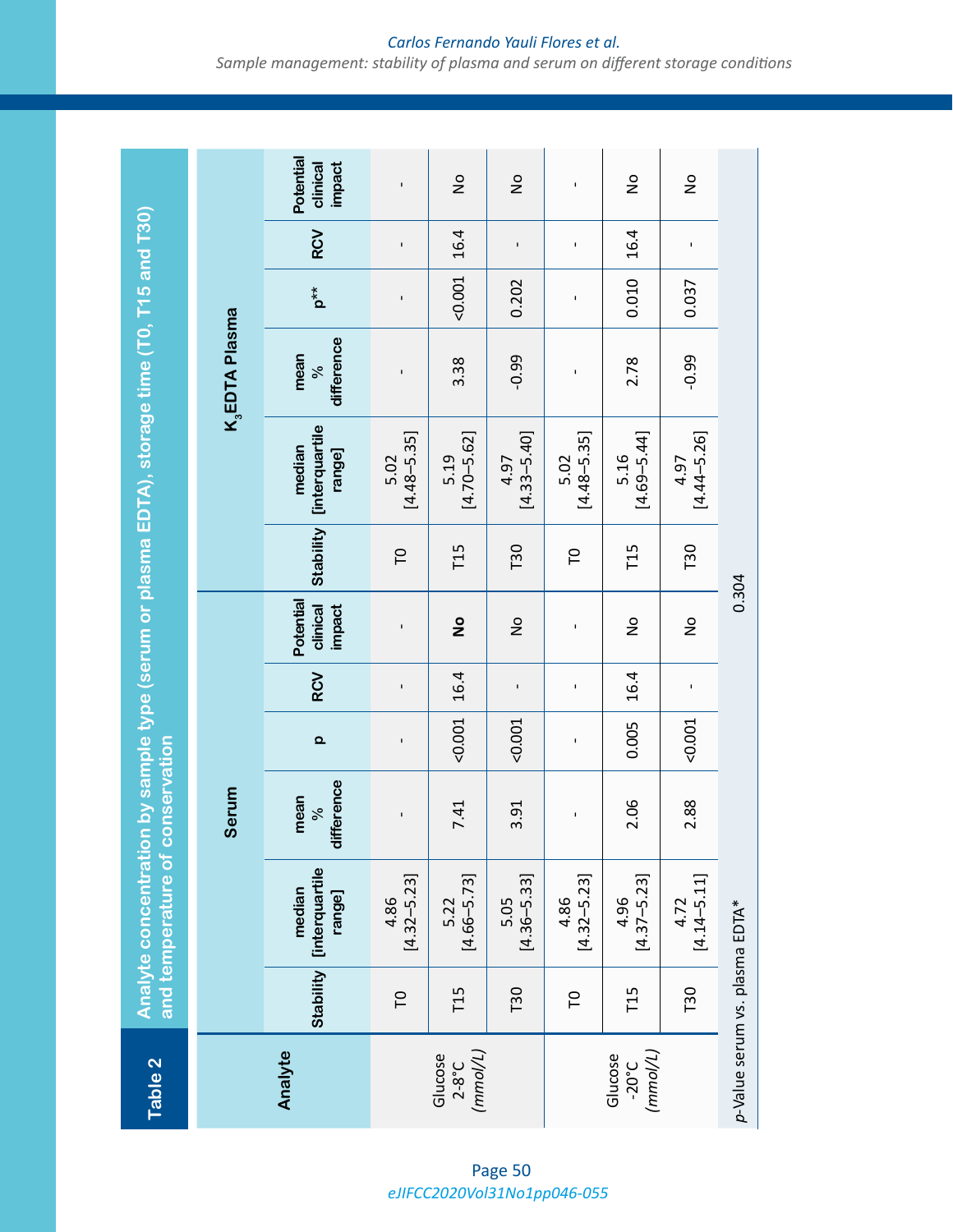**Table 2** Analyte concentration by sample type (serum or plasma EDTA), storage time (T0, T15 and T30) and temperature of conservation

| Analyte | Serum | | | | | | $K_3$EDTA Plasma | | | | | |
|---|---|---|---|---|---|---|---|---|---|---|---|---|
| | Stability | median [interquartile range] | mean % difference | p | RCV | Potential clinical impact | Stability | median [interquartile range] | mean % difference | p** | RCV | Potential clinical impact |
| Glucose 2-8°C *(mmol/L)* | T0 | 4.86 [4.32–5.23] | - | - | - | - | T0 | 5.02 [4.48–5.35] | - | - | - | - |
| | T15 | 5.22 [4.66–5.73] | 7.41 | <0.001 | 16.4 | **No** | T15 | 5.19 [4.70–5.62] | 3.38 | <0.001 | 16.4 | No |
| | T30 | 5.05 [4.36–5.33] | 3.91 | <0.001 | - | No | T30 | 4.97 [4.33–5.40] | -0.99 | 0.202 | - | No |
| Glucose -20°C *(mmol/L)* | T0 | 4.86 [4.32–5.23] | - | - | - | - | T0 | 5.02 [4.48–5.35] | - | - | - | - |
| | T15 | 4.96 [4.37–5.23] | 2.06 | 0.005 | 16.4 | No | T15 | 5.16 [4.69–5.44] | 2.78 | 0.010 | 16.4 | No |
| | T30 | 4.72 [4.14–5.11] | 2.88 | <0.001 | - | No | T30 | 4.97 [4.44–5.26] | -0.99 | 0.037 | - | No |
| *p*-Value serum vs. plasma EDTA* | | | | | | 0.304 | | | | | | |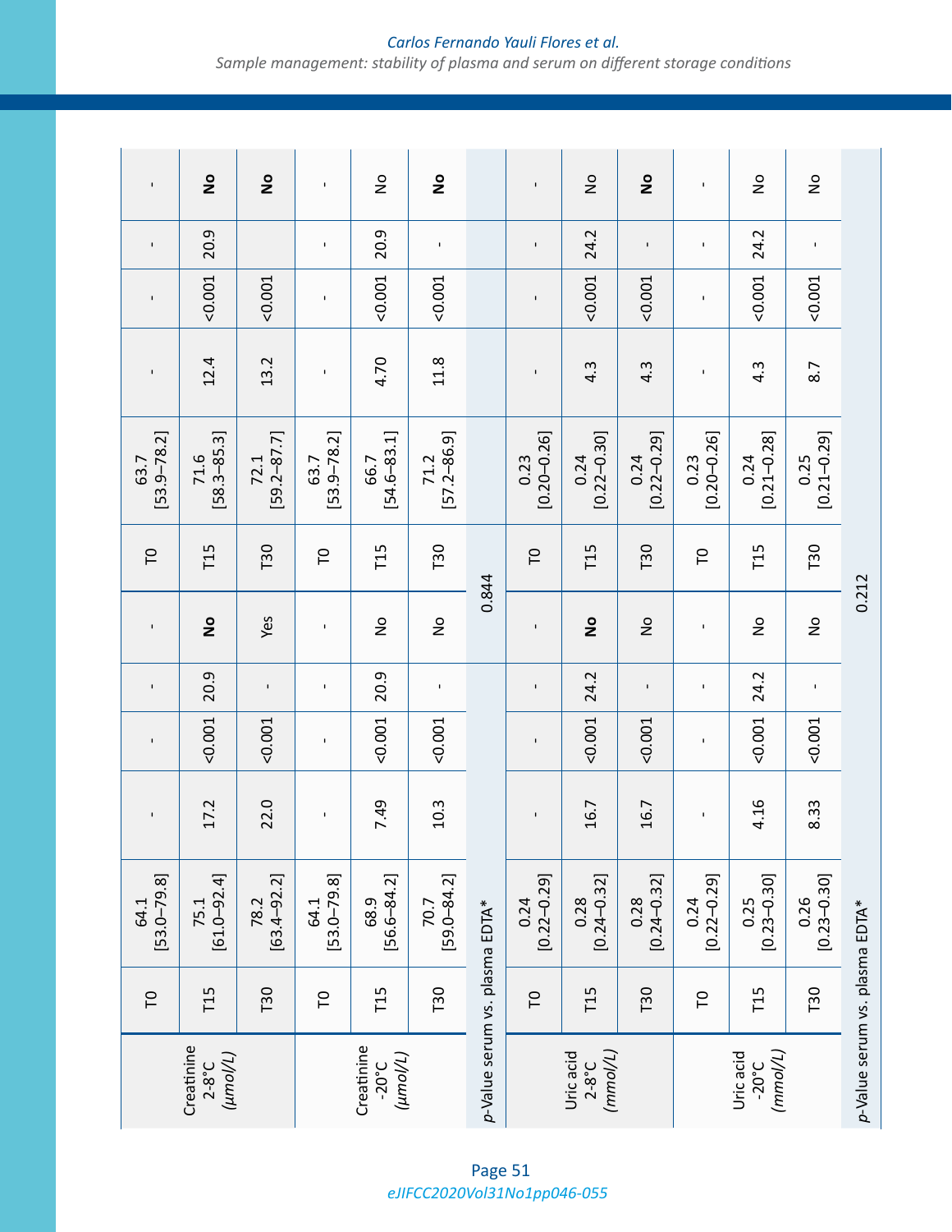| | | | | | | | | | | | | |
|---|---|---|---|---|---|---|---|---|---|---|---|---|
| Creatinine 2-8°C (*µmol/L*) | T0 | 64.1 [53.0–79.8] | - | - | - | - | T0 | 63.7 [53.9–78.2] | - | - | - | - |
| | T15 | 75.1 [61.0–92.4] | 17.2 | <0.001 | 20.9 | **No** | T15 | 71.6 [58.3–85.3] | 12.4 | <0.001 | 20.9 | **No** |
| | T30 | 78.2 [63.4–92.2] | 22.0 | <0.001 | - | Yes | T30 | 72.1 [59.2–87.7] | 13.2 | <0.001 | | **No** |
| Creatinine -20°C (*µmol/L*) | T0 | 64.1 [53.0–79.8] | - | - | - | - | T0 | 63.7 [53.9–78.2] | - | - | - | - |
| | T15 | 68.9 [56.6–84.2] | 7.49 | <0.001 | 20.9 | No | T15 | 66.7 [54.6–83.1] | 4.70 | <0.001 | 20.9 | No |
| | T30 | 70.7 [59.0–84.2] | 10.3 | <0.001 | - | No | T30 | 71.2 [57.2–86.9] | 11.8 | <0.001 | - | **No** |
| *p*-Value serum vs. plasma EDTA* | | | | | | | 0.844 | | | | | |
| Uric acid 2-8°C (*mmol/L*) | T0 | 0.24 [0.22–0.29] | - | - | - | - | T0 | 0.23 [0.20–0.26] | - | - | - | - |
| | T15 | 0.28 [0.24–0.32] | 16.7 | <0.001 | 24.2 | **No** | T15 | 0.24 [0.22–0.30] | 4.3 | <0.001 | 24.2 | No |
| | T30 | 0.28 [0.24–0.32] | 16.7 | <0.001 | - | No | T30 | 0.24 [0.22–0.29] | 4.3 | <0.001 | - | **No** |
| Uric acid -20°C (*mmol/L*) | T0 | 0.24 [0.22–0.29] | - | - | - | - | T0 | 0.23 [0.20–0.26] | - | - | - | - |
| | T15 | 0.25 [0.23–0.30] | 4.16 | <0.001 | 24.2 | No | T15 | 0.24 [0.21–0.28] | 4.3 | <0.001 | 24.2 | No |
| | T30 | 0.26 [0.23–0.30] | 8.33 | <0.001 | - | No | T30 | 0.25 [0.21–0.29] | 8.7 | <0.001 | - | No |
| *p*-Value serum vs. plasma EDTA* | | | | | | | 0.212 | | | | | |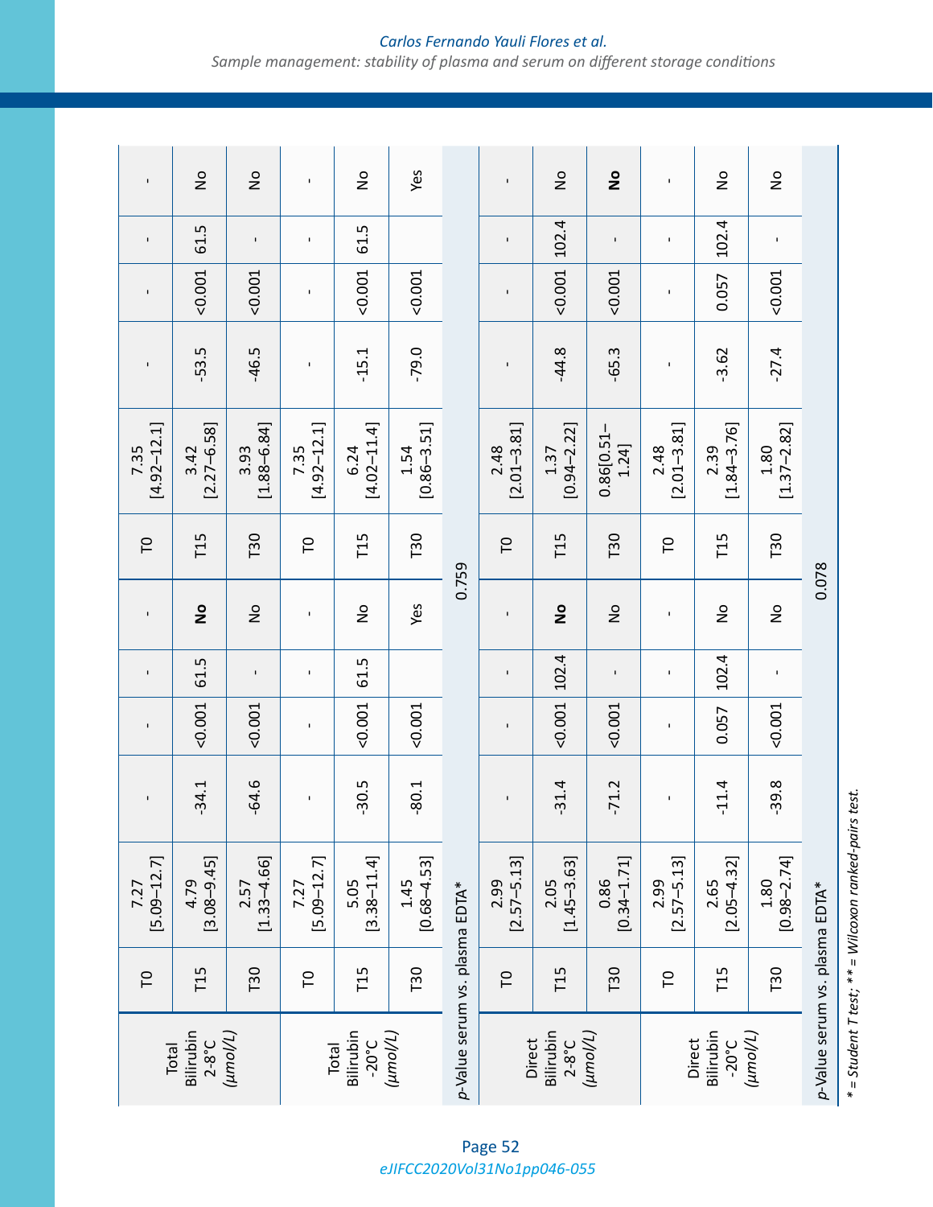| | | | | | | | | | | | | |
|---|---|---|---|---|---|---|---|---|---|---|---|---|
| Total Bilirubin 2-8°C (*µmol/L*) | T0 | 7.27 [5.09–12.7] | - | - | - | - | T0 | 7.35 [4.92–12.1] | - | - | - | - |
| | T15 | 4.79 [3.08–9.45] | -34.1 | <0.001 | 61.5 | **No** | T15 | 3.42 [2.27–6.58] | -53.5 | <0.001 | 61.5 | No |
| | T30 | 2.57 [1.33–4.66] | -64.6 | <0.001 | - | No | T30 | 3.93 [1.88–6.84] | -46.5 | <0.001 | - | No |
| Total Bilirubin -20°C (*µmol/L*) | T0 | 7.27 [5.09–12.7] | - | - | - | - | T0 | 7.35 [4.92–12.1] | - | - | - | - |
| | T15 | 5.05 [3.38–11.4] | -30.5 | <0.001 | 61.5 | No | T15 | 6.24 [4.02–11.4] | -15.1 | <0.001 | 61.5 | No |
| | T30 | 1.45 [0.68–4.53] | -80.1 | <0.001 | | Yes | T30 | 1.54 [0.86–3.51] | -79.0 | <0.001 | | Yes |
| *p*-Value serum vs. plasma EDTA* | | | | | | | 0.759 | | | | | |
| Direct Bilirubin 2-8°C (*µmol/L*) | T0 | 2.99 [2.57–5.13] | - | - | - | - | T0 | 2.48 [2.01–3.81] | - | - | - | - |
| | T15 | 2.05 [1.45–3.63] | -31.4 | <0.001 | 102.4 | **No** | T15 | 1.37 [0.94–2.22] | -44.8 | <0.001 | 102.4 | No |
| | T30 | 0.86 [0.34–1.71] | -71.2 | <0.001 | - | No | T30 | 0.86[0.51–1.24] | -65.3 | <0.001 | - | **No** |
| Direct Bilirubin -20°C (*µmol/L*) | T0 | 2.99 [2.57–5.13] | - | - | - | - | T0 | 2.48 [2.01–3.81] | - | - | - | - |
| | T15 | 2.65 [2.05–4.32] | -11.4 | 0.057 | 102.4 | No | T15 | 2.39 [1.84–3.76] | -3.62 | 0.057 | 102.4 | No |
| | T30 | 1.80 [0.98–2.74] | -39.8 | <0.001 | - | No | T30 | 1.80 [1.37–2.82] | -27.4 | <0.001 | - | No |
| *p*-Value serum vs. plasma EDTA* | | | | | | | 0.078 | | | | | |

*\* = Student T test; \*\* = Wilcoxon ranked-pairs test.*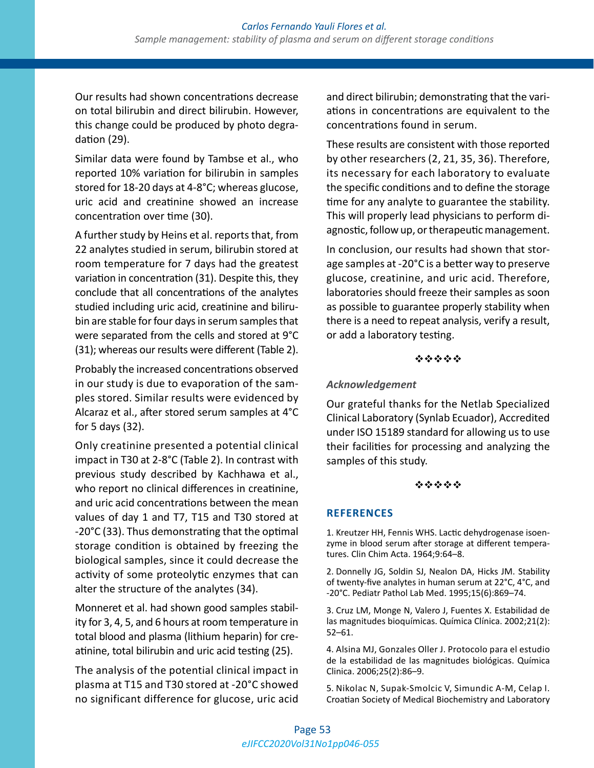Our results had shown concentrations decrease on total bilirubin and direct bilirubin. However, this change could be produced by photo degradation (29).

Similar data were found by Tambse et al., who reported 10% variation for bilirubin in samples stored for 18-20 days at 4-8°C; whereas glucose, uric acid and creatinine showed an increase concentration over time (30).

A further study by Heins et al. reports that, from 22 analytes studied in serum, bilirubin stored at room temperature for 7 days had the greatest variation in concentration (31). Despite this, they conclude that all concentrations of the analytes studied including uric acid, creatinine and bilirubin are stable for four days in serum samples that were separated from the cells and stored at 9°C (31); whereas our results were different (Table 2).

Probably the increased concentrations observed in our study is due to evaporation of the samples stored. Similar results were evidenced by Alcaraz et al., after stored serum samples at 4°C for 5 days (32).

Only creatinine presented a potential clinical impact in T30 at 2-8°C (Table 2). In contrast with previous study described by Kachhawa et al., who report no clinical differences in creatinine, and uric acid concentrations between the mean values of day 1 and T7, T15 and T30 stored at -20°C (33). Thus demonstrating that the optimal storage condition is obtained by freezing the biological samples, since it could decrease the activity of some proteolytic enzymes that can alter the structure of the analytes (34).

Monneret et al. had shown good samples stability for 3, 4, 5, and 6 hours at room temperature in total blood and plasma (lithium heparin) for creatinine, total bilirubin and uric acid testing (25).

The analysis of the potential clinical impact in plasma at T15 and T30 stored at -20°C showed no significant difference for glucose, uric acid and direct bilirubin; demonstrating that the variations in concentrations are equivalent to the concentrations found in serum.

These results are consistent with those reported by other researchers (2, 21, 35, 36). Therefore, its necessary for each laboratory to evaluate the specific conditions and to define the storage time for any analyte to guarantee the stability. This will properly lead physicians to perform diagnostic, follow up, or therapeutic management.

In conclusion, our results had shown that storage samples at -20°C is a better way to preserve glucose, creatinine, and uric acid. Therefore, laboratories should freeze their samples as soon as possible to guarantee properly stability when there is a need to repeat analysis, verify a result, or add a laboratory testing.

❖❖❖❖❖

### *Acknowledgement*

Our grateful thanks for the Netlab Specialized Clinical Laboratory (Synlab Ecuador), Accredited under ISO 15189 standard for allowing us to use their facilities for processing and analyzing the samples of this study.

❖❖❖❖❖

## REFERENCES

1. Kreutzer HH, Fennis WHS. Lactic dehydrogenase isoenzyme in blood serum after storage at different temperatures. Clin Chim Acta. 1964;9:64–8.

2. Donnelly JG, Soldin SJ, Nealon DA, Hicks JM. Stability of twenty-five analytes in human serum at 22°C, 4°C, and -20°C. Pediatr Pathol Lab Med. 1995;15(6):869–74.

3. Cruz LM, Monge N, Valero J, Fuentes X. Estabilidad de las magnitudes bioquímicas. Química Clínica. 2002;21(2): 52–61.

4. Alsina MJ, Gonzales Oller J. Protocolo para el estudio de la estabilidad de las magnitudes biológicas. Química Clinica. 2006;25(2):86–9.

5. Nikolac N, Supak-Smolcic V, Simundic A-M, Celap I. Croatian Society of Medical Biochemistry and Laboratory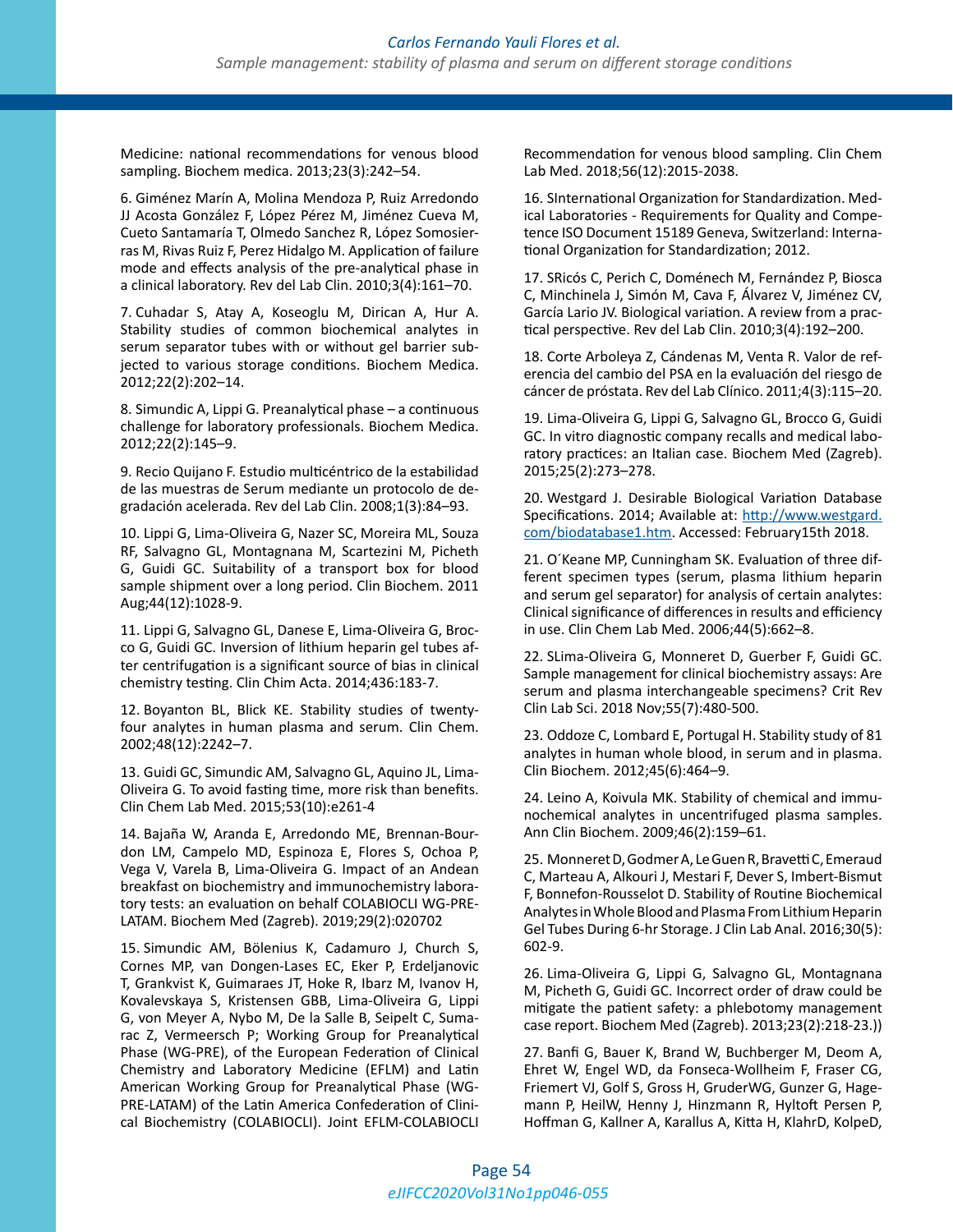Medicine: national recommendations for venous blood sampling. Biochem medica. 2013;23(3):242–54.

6. Giménez Marín A, Molina Mendoza P, Ruiz Arredondo JJ Acosta González F, López Pérez M, Jiménez Cueva M, Cueto Santamaría T, Olmedo Sanchez R, López Somosierras M, Rivas Ruiz F, Perez Hidalgo M. Application of failure mode and effects analysis of the pre-analytical phase in a clinical laboratory. Rev del Lab Clin. 2010;3(4):161–70.

7. Cuhadar S, Atay A, Koseoglu M, Dirican A, Hur A. Stability studies of common biochemical analytes in serum separator tubes with or without gel barrier subjected to various storage conditions. Biochem Medica. 2012;22(2):202–14.

8. Simundic A, Lippi G. Preanalytical phase – a continuous challenge for laboratory professionals. Biochem Medica. 2012;22(2):145–9.

9. Recio Quijano F. Estudio multicéntrico de la estabilidad de las muestras de Serum mediante un protocolo de degradación acelerada. Rev del Lab Clin. 2008;1(3):84–93.

10. Lippi G, Lima-Oliveira G, Nazer SC, Moreira ML, Souza RF, Salvagno GL, Montagnana M, Scartezini M, Picheth G, Guidi GC. Suitability of a transport box for blood sample shipment over a long period. Clin Biochem. 2011 Aug;44(12):1028-9.

11. Lippi G, Salvagno GL, Danese E, Lima-Oliveira G, Brocco G, Guidi GC. Inversion of lithium heparin gel tubes after centrifugation is a significant source of bias in clinical chemistry testing. Clin Chim Acta. 2014;436:183-7.

12. Boyanton BL, Blick KE. Stability studies of twenty-four analytes in human plasma and serum. Clin Chem. 2002;48(12):2242–7.

13. Guidi GC, Simundic AM, Salvagno GL, Aquino JL, Lima-Oliveira G. To avoid fasting time, more risk than benefits. Clin Chem Lab Med. 2015;53(10):e261-4

14. Bajaña W, Aranda E, Arredondo ME, Brennan-Bourdon LM, Campelo MD, Espinoza E, Flores S, Ochoa P, Vega V, Varela B, Lima-Oliveira G. Impact of an Andean breakfast on biochemistry and immunochemistry laboratory tests: an evaluation on behalf COLABIOCLI WG-PRE-LATAM. Biochem Med (Zagreb). 2019;29(2):020702

15. Simundic AM, Bölenius K, Cadamuro J, Church S, Cornes MP, van Dongen-Lases EC, Eker P, Erdeljanovic T, Grankvist K, Guimaraes JT, Hoke R, Ibarz M, Ivanov H, Kovalevskaya S, Kristensen GBB, Lima-Oliveira G, Lippi G, von Meyer A, Nybo M, De la Salle B, Seipelt C, Sumarac Z, Vermeersch P; Working Group for Preanalytical Phase (WG-PRE), of the European Federation of Clinical Chemistry and Laboratory Medicine (EFLM) and Latin American Working Group for Preanalytical Phase (WG-PRE-LATAM) of the Latin America Confederation of Clinical Biochemistry (COLABIOCLI). Joint EFLM-COLABIOCLI Recommendation for venous blood sampling. Clin Chem Lab Med. 2018;56(12):2015-2038.

16. SInternational Organization for Standardization. Medical Laboratories - Requirements for Quality and Competence ISO Document 15189 Geneva, Switzerland: International Organization for Standardization; 2012.

17. SRicós C, Perich C, Doménech M, Fernández P, Biosca C, Minchinela J, Simón M, Cava F, Álvarez V, Jiménez CV, García Lario JV. Biological variation. A review from a practical perspective. Rev del Lab Clin. 2010;3(4):192–200.

18. Corte Arboleya Z, Cándenas M, Venta R. Valor de referencia del cambio del PSA en la evaluación del riesgo de cáncer de próstata. Rev del Lab Clínico. 2011;4(3):115–20.

19. Lima-Oliveira G, Lippi G, Salvagno GL, Brocco G, Guidi GC. In vitro diagnostic company recalls and medical laboratory practices: an Italian case. Biochem Med (Zagreb). 2015;25(2):273–278.

20. Westgard J. Desirable Biological Variation Database Specifications. 2014; Available at: http://www.westgard.com/biodatabase1.htm. Accessed: February15th 2018.

21. O´Keane MP, Cunningham SK. Evaluation of three different specimen types (serum, plasma lithium heparin and serum gel separator) for analysis of certain analytes: Clinical significance of differences in results and efficiency in use. Clin Chem Lab Med. 2006;44(5):662–8.

22. SLima-Oliveira G, Monneret D, Guerber F, Guidi GC. Sample management for clinical biochemistry assays: Are serum and plasma interchangeable specimens? Crit Rev Clin Lab Sci. 2018 Nov;55(7):480-500.

23. Oddoze C, Lombard E, Portugal H. Stability study of 81 analytes in human whole blood, in serum and in plasma. Clin Biochem. 2012;45(6):464–9.

24. Leino A, Koivula MK. Stability of chemical and immunochemical analytes in uncentrifuged plasma samples. Ann Clin Biochem. 2009;46(2):159–61.

25. Monneret D, Godmer A, Le Guen R, Bravetti C, Emeraud C, Marteau A, Alkouri J, Mestari F, Dever S, Imbert-Bismut F, Bonnefon-Rousselot D. Stability of Routine Biochemical Analytes in Whole Blood and Plasma From Lithium Heparin Gel Tubes During 6-hr Storage. J Clin Lab Anal. 2016;30(5):602-9.

26. Lima-Oliveira G, Lippi G, Salvagno GL, Montagnana M, Picheth G, Guidi GC. Incorrect order of draw could be mitigate the patient safety: a phlebotomy management case report. Biochem Med (Zagreb). 2013;23(2):218-23.))

27. Banfi G, Bauer K, Brand W, Buchberger M, Deom A, Ehret W, Engel WD, da Fonseca-Wollheim F, Fraser CG, Friemert VJ, Golf S, Gross H, GruderWG, Gunzer G, Hagemann P, HeilW, Henny J, Hinzmann R, Hyltoft Persen P, Hoffman G, Kallner A, Karallus A, Kitta H, KlahrD, KolpeD,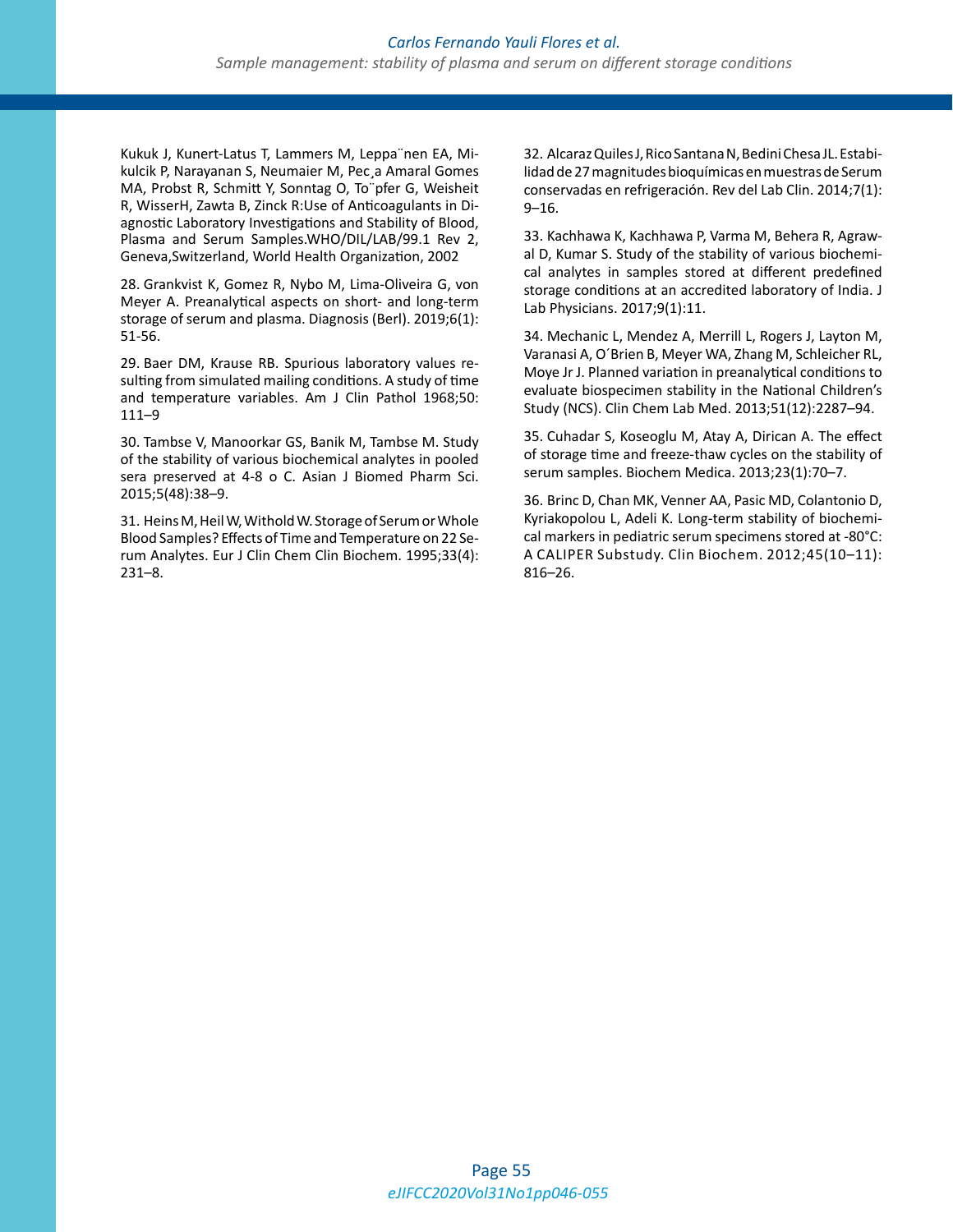Kukuk J, Kunert-Latus T, Lammers M, Leppa¨nen EA, Mikulcik P, Narayanan S, Neumaier M, Pec¸a Amaral Gomes MA, Probst R, Schmitt Y, Sonntag O, To¨pfer G, Weisheit R, WisserH, Zawta B, Zinck R:Use of Anticoagulants in Diagnostic Laboratory Investigations and Stability of Blood, Plasma and Serum Samples.WHO/DIL/LAB/99.1 Rev 2, Geneva,Switzerland, World Health Organization, 2002

28. Grankvist K, Gomez R, Nybo M, Lima-Oliveira G, von Meyer A. Preanalytical aspects on short- and long-term storage of serum and plasma. Diagnosis (Berl). 2019;6(1): 51-56.

29. Baer DM, Krause RB. Spurious laboratory values resulting from simulated mailing conditions. A study of time and temperature variables. Am J Clin Pathol 1968;50: 111–9

30. Tambse V, Manoorkar GS, Banik M, Tambse M. Study of the stability of various biochemical analytes in pooled sera preserved at 4-8 o C. Asian J Biomed Pharm Sci. 2015;5(48):38–9.

31. Heins M, Heil W, Withold W. Storage of Serum or Whole Blood Samples? Effects of Time and Temperature on 22 Serum Analytes. Eur J Clin Chem Clin Biochem. 1995;33(4): 231–8.

32. Alcaraz Quiles J, Rico Santana N, Bedini Chesa JL. Estabilidad de 27 magnitudes bioquímicas en muestras de Serum conservadas en refrigeración. Rev del Lab Clin. 2014;7(1): 9–16.

33. Kachhawa K, Kachhawa P, Varma M, Behera R, Agrawal D, Kumar S. Study of the stability of various biochemical analytes in samples stored at different predefined storage conditions at an accredited laboratory of India. J Lab Physicians. 2017;9(1):11.

34. Mechanic L, Mendez A, Merrill L, Rogers J, Layton M, Varanasi A, O´Brien B, Meyer WA, Zhang M, Schleicher RL, Moye Jr J. Planned variation in preanalytical conditions to evaluate biospecimen stability in the National Children's Study (NCS). Clin Chem Lab Med. 2013;51(12):2287–94.

35. Cuhadar S, Koseoglu M, Atay A, Dirican A. The effect of storage time and freeze-thaw cycles on the stability of serum samples. Biochem Medica. 2013;23(1):70–7.

36. Brinc D, Chan MK, Venner AA, Pasic MD, Colantonio D, Kyriakopolou L, Adeli K. Long-term stability of biochemical markers in pediatric serum specimens stored at -80°C: A CALIPER Substudy. Clin Biochem. 2012;45(10–11): 816–26.